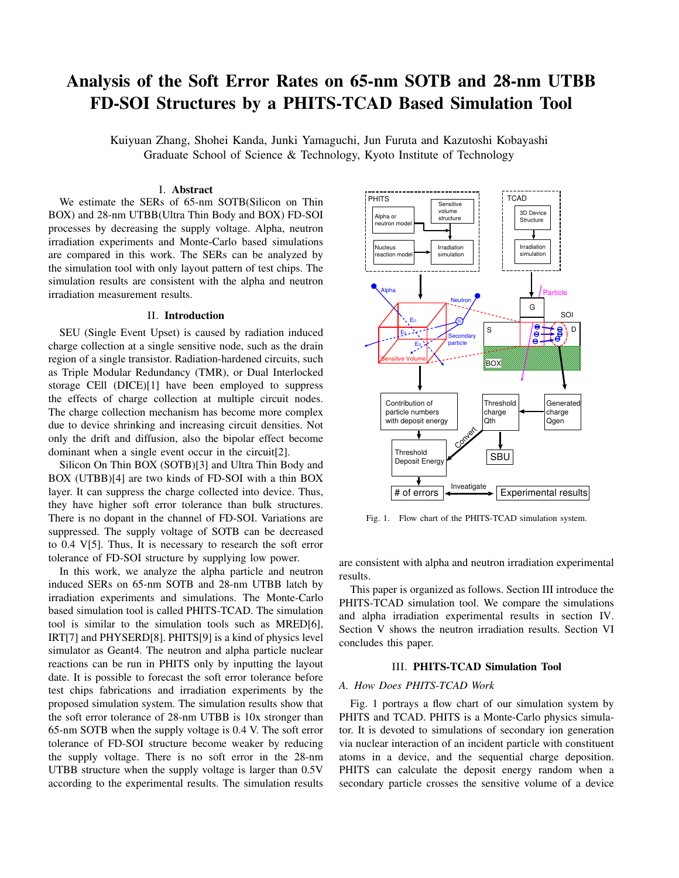# Analysis of the Soft Error Rates on 65-nm SOTB and 28-nm UTBB FD-SOI Structures by a PHITS-TCAD Based Simulation Tool

Kuiyuan Zhang, Shohei Kanda, Junki Yamaguchi, Jun Furuta and Kazutoshi Kobayashi
Graduate School of Science & Technology, Kyoto Institute of Technology

## I. Abstract

We estimate the SERs of 65-nm SOTB(Silicon on Thin BOX) and 28-nm UTBB(Ultra Thin Body and BOX) FD-SOI processes by decreasing the supply voltage. Alpha, neutron irradiation experiments and Monte-Carlo based simulations are compared in this work. The SERs can be analyzed by the simulation tool with only layout pattern of test chips. The simulation results are consistent with the alpha and neutron irradiation measurement results.

## II. Introduction

SEU (Single Event Upset) is caused by radiation induced charge collection at a single sensitive node, such as the drain region of a single transistor. Radiation-hardened circuits, such as Triple Modular Redundancy (TMR), or Dual Interlocked storage CEll (DICE)[1] have been employed to suppress the effects of charge collection at multiple circuit nodes. The charge collection mechanism has become more complex due to device shrinking and increasing circuit densities. Not only the drift and diffusion, also the bipolar effect become dominant when a single event occur in the circuit[2].

Silicon On Thin BOX (SOTB)[3] and Ultra Thin Body and BOX (UTBB)[4] are two kinds of FD-SOI with a thin BOX layer. It can suppress the charge collected into device. Thus, they have higher soft error tolerance than bulk structures. There is no dopant in the channel of FD-SOI. Variations are suppressed. The supply voltage of SOTB can be decreased to 0.4 V[5]. Thus, It is necessary to research the soft error tolerance of FD-SOI structure by supplying low power.

In this work, we analyze the alpha particle and neutron induced SERs on 65-nm SOTB and 28-nm UTBB latch by irradiation experiments and simulations. The Monte-Carlo based simulation tool is called PHITS-TCAD. The simulation tool is similar to the simulation tools such as MRED[6], IRT[7] and PHYSERD[8]. PHITS[9] is a kind of physics level simulator as Geant4. The neutron and alpha particle nuclear reactions can be run in PHITS only by inputting the layout date. It is possible to forecast the soft error tolerance before test chips fabrications and irradiation experiments by the proposed simulation system. The simulation results show that the soft error tolerance of 28-nm UTBB is 10x stronger than 65-nm SOTB when the supply voltage is 0.4 V. The soft error tolerance of FD-SOI structure become weaker by reducing the supply voltage. There is no soft error in the 28-nm UTBB structure when the supply voltage is larger than 0.5V according to the experimental results. The simulation results are consistent with alpha and neutron irradiation experimental results.

Fig. 1. Flow chart of the PHITS-TCAD simulation system.

This paper is organized as follows. Section III introduce the PHITS-TCAD simulation tool. We compare the simulations and alpha irradiation experimental results in section IV. Section V shows the neutron irradiation results. Section VI concludes this paper.

## III. PHITS-TCAD Simulation Tool

### A. How Does PHITS-TCAD Work

Fig. 1 portrays a flow chart of our simulation system by PHITS and TCAD. PHITS is a Monte-Carlo physics simulator. It is devoted to simulations of secondary ion generation via nuclear interaction of an incident particle with constituent atoms in a device, and the sequential charge deposition. PHITS can calculate the deposit energy random when a secondary particle crosses the sensitive volume of a device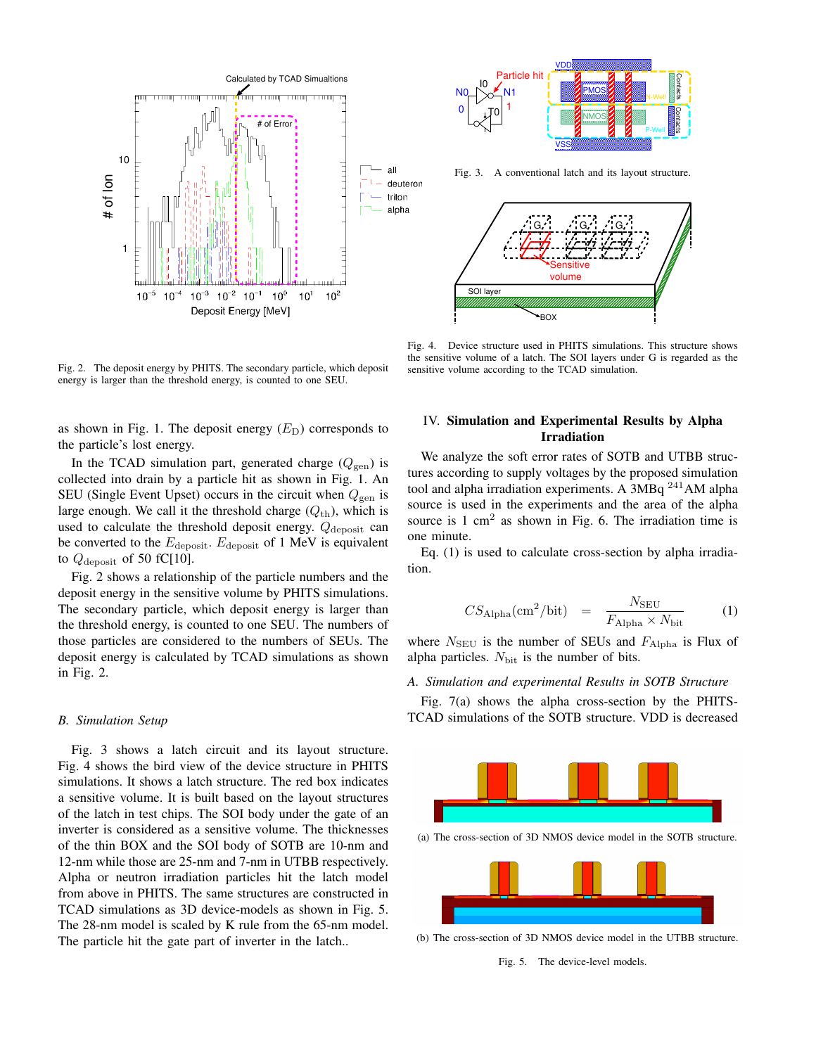Fig. 2. The deposit energy by PHITS. The secondary particle, which deposit energy is larger than the threshold energy, is counted to one SEU.

Fig. 3. A conventional latch and its layout structure.

Fig. 4. Device structure used in PHITS simulations. This structure shows the sensitive volume of a latch. The SOI layers under G is regarded as the sensitive volume according to the TCAD simulation.

as shown in Fig. 1. The deposit energy ($E_\mathrm{D}$) corresponds to the particle's lost energy.

In the TCAD simulation part, generated charge ($Q_\mathrm{gen}$) is collected into drain by a particle hit as shown in Fig. 1. An SEU (Single Event Upset) occurs in the circuit when $Q_\mathrm{gen}$ is large enough. We call it the threshold charge ($Q_\mathrm{th}$), which is used to calculate the threshold deposit energy. $Q_\mathrm{deposit}$ can be converted to the $E_\mathrm{deposit}$. $E_\mathrm{deposit}$ of 1 MeV is equivalent to $Q_\mathrm{deposit}$ of 50 fC[10].

Fig. 2 shows a relationship of the particle numbers and the deposit energy in the sensitive volume by PHITS simulations. The secondary particle, which deposit energy is larger than the threshold energy, is counted to one SEU. The numbers of those particles are considered to the numbers of SEUs. The deposit energy is calculated by TCAD simulations as shown in Fig. 2.

### B. Simulation Setup

Fig. 3 shows a latch circuit and its layout structure. Fig. 4 shows the bird view of the device structure in PHITS simulations. It shows a latch structure. The red box indicates a sensitive volume. It is built based on the layout structures of the latch in test chips. The SOI body under the gate of an inverter is considered as a sensitive volume. The thicknesses of the thin BOX and the SOI body of SOTB are 10-nm and 12-nm while those are 25-nm and 7-nm in UTBB respectively. Alpha or neutron irradiation particles hit the latch model from above in PHITS. The same structures are constructed in TCAD simulations as 3D device-models as shown in Fig. 5. The 28-nm model is scaled by K rule from the 65-nm model. The particle hit the gate part of inverter in the latch..

## IV. Simulation and Experimental Results by Alpha Irradiation

We analyze the soft error rates of SOTB and UTBB structures according to supply voltages by the proposed simulation tool and alpha irradiation experiments. A 3MBq $^{241}$AM alpha source is used in the experiments and the area of the alpha source is 1 cm$^2$ as shown in Fig. 6. The irradiation time is one minute.

Eq. (1) is used to calculate cross-section by alpha irradiation.

$$CS_\mathrm{Alpha}(\mathrm{cm}^2/\mathrm{bit}) = \frac{N_\mathrm{SEU}}{F_\mathrm{Alpha} \times N_\mathrm{bit}} \quad (1)$$

where $N_\mathrm{SEU}$ is the number of SEUs and $F_\mathrm{Alpha}$ is Flux of alpha particles. $N_\mathrm{bit}$ is the number of bits.

### A. Simulation and experimental Results in SOTB Structure

Fig. 7(a) shows the alpha cross-section by the PHITS-TCAD simulations of the SOTB structure. VDD is decreased

(a) The cross-section of 3D NMOS device model in the SOTB structure.

(b) The cross-section of 3D NMOS device model in the UTBB structure.

Fig. 5. The device-level models.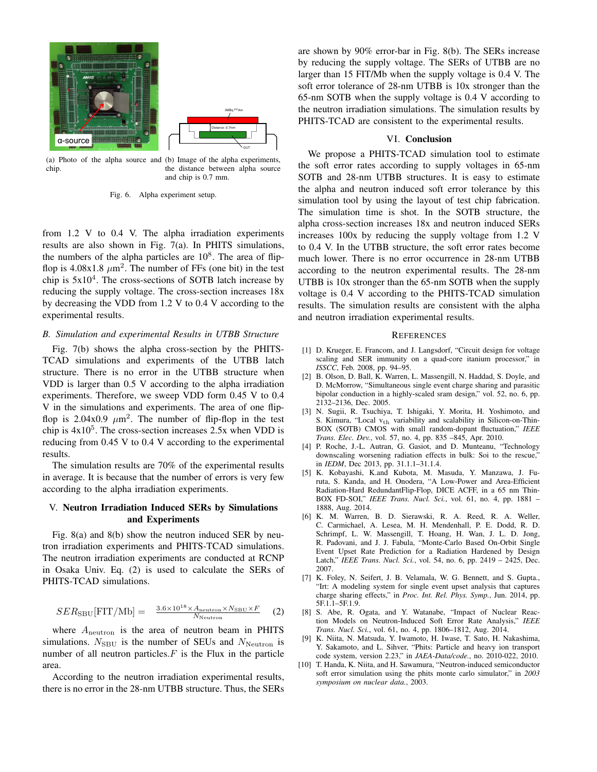(a) Photo of the alpha source and chip.

(b) Image of the alpha experiments, the distance between alpha source and chip is 0.7 mm.

Fig. 6. Alpha experiment setup.

from 1.2 V to 0.4 V. The alpha irradiation experiments results are also shown in Fig. 7(a). In PHITS simulations, the numbers of the alpha particles are $10^8$. The area of flip-flop is 4.08x1.8 $\mu$m$^2$. The number of FFs (one bit) in the test chip is 5x$10^4$. The cross-sections of SOTB latch increase by reducing the supply voltage. The cross-section increases 18x by decreasing the VDD from 1.2 V to 0.4 V according to the experimental results.

### B. Simulation and experimental Results in UTBB Structure

Fig. 7(b) shows the alpha cross-section by the PHITS-TCAD simulations and experiments of the UTBB latch structure. There is no error in the UTBB structure when VDD is larger than 0.5 V according to the alpha irradiation experiments. Therefore, we sweep VDD form 0.45 V to 0.4 V in the simulations and experiments. The area of flip-flop is 2.04x0.9 $\mu$m$^2$. The number of flip-flop in the test chip is 4x$10^5$. The cross-section increases 2.5x when VDD is reducing from 0.45 V to 0.4 V according to the experimental results.

The simulation results are 70% of the experimental results in average. It is because that the number of errors is very few according to the alpha irradiation experiments.

## V. Neutron Irradiation Induced SERs by Simulations and Experiments

Fig. 8(a) and 8(b) show the neutron induced SER by neutron irradiation experiments and PHITS-TCAD simulations. The neutron irradiation experiments are conducted at RCNP in Osaka Univ. Eq. (2) is used to calculate the SERs of PHITS-TCAD simulations.

$$SER_{\mathrm{SBU}}[\mathrm{FIT/Mb}] = \frac{3.6\times10^{18}\times A_{\mathrm{neutron}}\times N_{\mathrm{SBU}}\times F}{N_{\mathrm{Neutron}}} \quad (2)$$

where $A_{\mathrm{neutron}}$ is the area of neutron beam in PHITS simulations. $N_{\mathrm{SBU}}$ is the number of SEUs and $N_{\mathrm{Neutron}}$ is number of all neutron particles. $F$ is the Flux in the particle area.

According to the neutron irradiation experimental results, there is no error in the 28-nm UTBB structure. Thus, the SERs are shown by 90% error-bar in Fig. 8(b). The SERs increase by reducing the supply voltage. The SERs of UTBB are no larger than 15 FIT/Mb when the supply voltage is 0.4 V. The soft error tolerance of 28-nm UTBB is 10x stronger than the 65-nm SOTB when the supply voltage is 0.4 V according to the neutron irradiation simulations. The simulation results by PHITS-TCAD are consistent to the experimental results.

## VI. Conclusion

We propose a PHITS-TCAD simulation tool to estimate the soft error rates according to supply voltages in 65-nm SOTB and 28-nm UTBB structures. It is easy to estimate the alpha and neutron induced soft error tolerance by this simulation tool by using the layout of test chip fabrication. The simulation time is shot. In the SOTB structure, the alpha cross-section increases 18x and neutron induced SERs increases 100x by reducing the supply voltage from 1.2 V to 0.4 V. In the UTBB structure, the soft error rates become much lower. There is no error occurrence in 28-nm UTBB according to the neutron experimental results. The 28-nm UTBB is 10x stronger than the 65-nm SOTB when the supply voltage is 0.4 V according to the PHITS-TCAD simulation results. The simulation results are consistent with the alpha and neutron irradiation experimental results.

## References

[1] D. Krueger, E. Francom, and J. Langsdorf, "Circuit design for voltage scaling and SER immunity on a quad-core itanium processor," in *ISSCC*, Feb. 2008, pp. 94–95.

[2] B. Olson, D. Ball, K. Warren, L. Massengill, N. Haddad, S. Doyle, and D. McMorrow, "Simultaneous single event charge sharing and parasitic bipolar conduction in a highly-scaled sram design," vol. 52, no. 6, pp. 2132–2136, Dec. 2005.

[3] N. Sugii, R. Tsuchiya, T. Ishigaki, Y. Morita, H. Yoshimoto, and S. Kimura, "Local $v_{th}$ variability and scalability in Silicon-on-Thin-BOX (SOTB) CMOS with small random-dopant fluctuation," *IEEE Trans. Elec. Dev.*, vol. 57, no. 4, pp. 835 –845, Apr. 2010.

[4] P. Roche, J.-L. Autran, G. Gasiot, and D. Munteanu, "Technology downscaling worsening radiation effects in bulk: Soi to the rescue," in *IEDM*, Dec 2013, pp. 31.1.1–31.1.4.

[5] K. Kobayashi, K.and Kubota, M. Masuda, Y. Manzawa, J. Furuta, S. Kanda, and H. Onodera, "A Low-Power and Area-Efficient Radiation-Hard RedundantFlip-Flop, DICE ACFF, in a 65 nm Thin-BOX FD-SOI," *IEEE Trans. Nucl. Sci.*, vol. 61, no. 4, pp. 1881 – 1888, Aug. 2014.

[6] K. M. Warren, B. D. Sierawski, R. A. Reed, R. A. Weller, C. Carmichael, A. Lesea, M. H. Mendenhall, P. E. Dodd, R. D. Schrimpf, L. W. Massengill, T. Hoang, H. Wan, J. L. D. Jong, R. Padovani, and J. J. Fabula, "Monte-Carlo Based On-Orbit Single Event Upset Rate Prediction for a Radiation Hardened by Design Latch," *IEEE Trans. Nucl. Sci.*, vol. 54, no. 6, pp. 2419 – 2425, Dec. 2007.

[7] K. Foley, N. Seifert, J. B. Velamala, W. G. Bennett, and S. Gupta., "Irt: A modeling system for single event upset analysis that captures charge sharing effects," in *Proc. Int. Rel. Phys. Symp.*, Jun. 2014, pp. 5F.1.1–5F.1.9.

[8] S. Abe, R. Ogata, and Y. Watanabe, "Impact of Nuclear Reaction Models on Neutron-Induced Soft Error Rate Analysis," *IEEE Trans. Nucl. Sci.*, vol. 61, no. 4, pp. 1806–1812, Aug. 2014.

[9] K. Niita, N. Matsuda, Y. Iwamoto, H. Iwase, T. Sato, H. Nakashima, Y. Sakamoto, and L. Sihver, "Phits: Particle and heavy ion transport code system, version 2.23," in *JAEA-Data/code.*, no. 2010-022, 2010.

[10] T. Handa, K. Niita, and H. Sawamura, "Neutron-induced semiconductor soft error simulation using the phits monte carlo simulator," in *2003 symposium on nuclear data.*, 2003.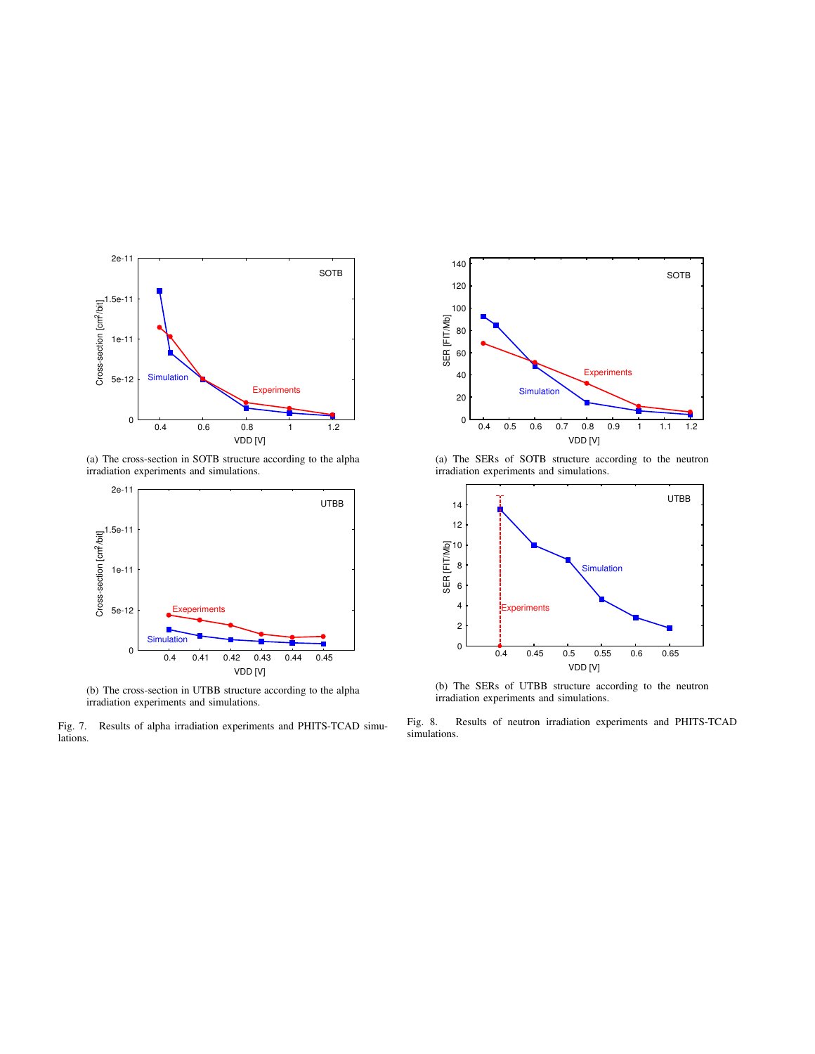SOTB

Cross-section [cm$^2$/bit]

2e-11

1.5e-11

1e-11

5e-12

0

0.4 0.6 0.8 1 1.2

VDD [V]

Simulation

Experiments

(a) The cross-section in SOTB structure according to the alpha irradiation experiments and simulations.

UTBB

Cross-section [cm$^2$/bit]

2e-11

1.5e-11

1e-11

5e-12

0

0.4 0.41 0.42 0.43 0.44 0.45

VDD [V]

Exeperiments

Simulation

(b) The cross-section in UTBB structure according to the alpha irradiation experiments and simulations.

Fig. 7. Results of alpha irradiation experiments and PHITS-TCAD simulations.

SOTB

SER [FIT/Mb]

140

120

100

80

60

40

20

0

0.4 0.5 0.6 0.7 0.8 0.9 1 1.1 1.2

VDD [V]

Experiments

Simulation

(a) The SERs of SOTB structure according to the neutron irradiation experiments and simulations.

UTBB

SER [FIT/Mb]

14

12

10

8

6

4

2

0

0.4 0.45 0.5 0.55 0.6 0.65

VDD [V]

Simulation

Experiments

(b) The SERs of UTBB structure according to the neutron irradiation experiments and simulations.

Fig. 8. Results of neutron irradiation experiments and PHITS-TCAD simulations.